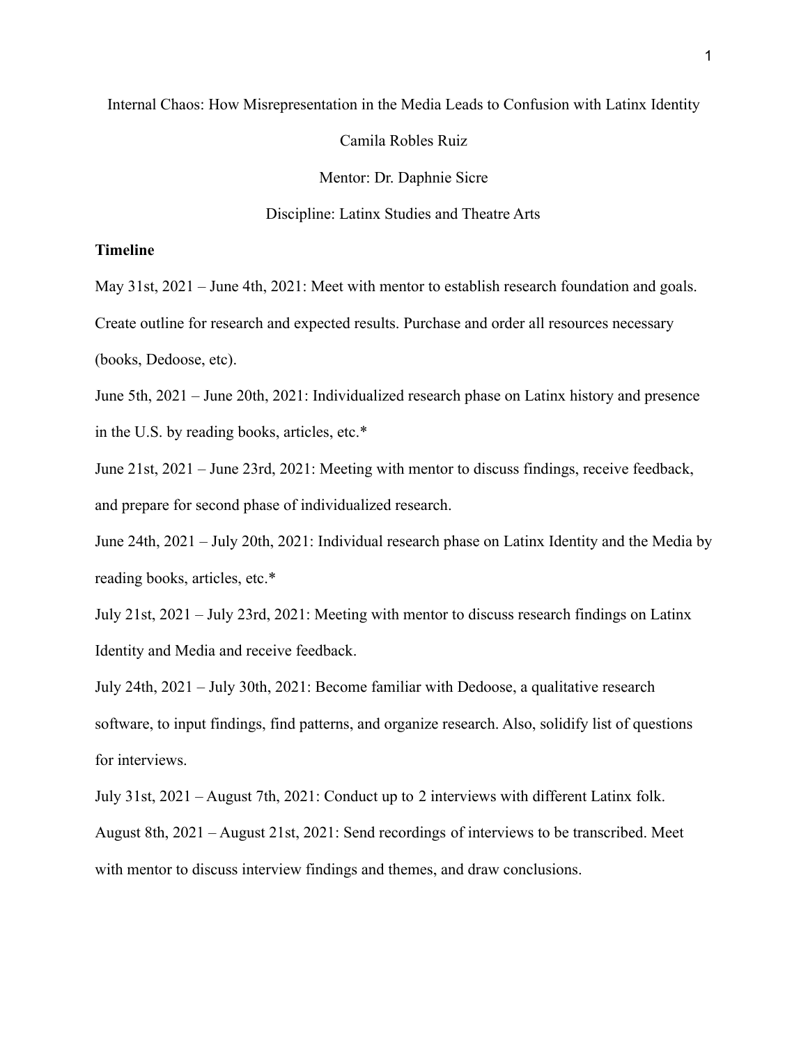Internal Chaos: How Misrepresentation in the Media Leads to Confusion with Latinx Identity

Camila Robles Ruiz

Mentor: Dr. Daphnie Sicre

Discipline: Latinx Studies and Theatre Arts

**Timeline**

May 31st, 2021 – June 4th, 2021: Meet with mentor to establish research foundation and goals. Create outline for research and expected results. Purchase and order all resources necessary (books, Dedoose, etc).

June 5th, 2021 – June 20th, 2021: Individualized research phase on Latinx history and presence in the U.S. by reading books, articles, etc.*

June 21st, 2021 – June 23rd, 2021: Meeting with mentor to discuss findings, receive feedback, and prepare for second phase of individualized research.

June 24th, 2021 – July 20th, 2021: Individual research phase on Latinx Identity and the Media by reading books, articles, etc.*

July 21st, 2021 – July 23rd, 2021: Meeting with mentor to discuss research findings on Latinx Identity and Media and receive feedback.

July 24th, 2021 – July 30th, 2021: Become familiar with Dedoose, a qualitative research software, to input findings, find patterns, and organize research. Also, solidify list of questions for interviews.

July 31st, 2021 – August 7th, 2021: Conduct up to 2 interviews with different Latinx folk.

August 8th, 2021 – August 21st, 2021: Send recordings of interviews to be transcribed. Meet with mentor to discuss interview findings and themes, and draw conclusions.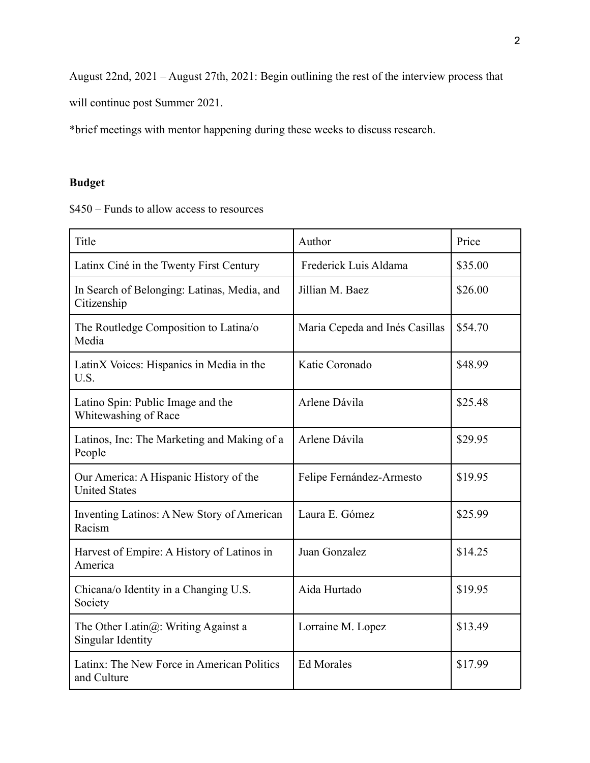August 22nd, 2021 – August 27th, 2021: Begin outlining the rest of the interview process that will continue post Summer 2021.

*brief meetings with mentor happening during these weeks to discuss research.

**Budget**

$450 – Funds to allow access to resources

| Title | Author | Price |
|---|---|---|
| Latinx Ciné in the Twenty First Century | Frederick Luis Aldama | $35.00 |
| In Search of Belonging: Latinas, Media, and Citizenship | Jillian M. Baez | $26.00 |
| The Routledge Composition to Latina/o Media | Maria Cepeda and Inés Casillas | $54.70 |
| LatinX Voices: Hispanics in Media in the U.S. | Katie Coronado | $48.99 |
| Latino Spin: Public Image and the Whitewashing of Race | Arlene Dávila | $25.48 |
| Latinos, Inc: The Marketing and Making of a People | Arlene Dávila | $29.95 |
| Our America: A Hispanic History of the United States | Felipe Fernández-Armesto | $19.95 |
| Inventing Latinos: A New Story of American Racism | Laura E. Gómez | $25.99 |
| Harvest of Empire: A History of Latinos in America | Juan Gonzalez | $14.25 |
| Chicana/o Identity in a Changing U.S. Society | Aida Hurtado | $19.95 |
| The Other Latin@: Writing Against a Singular Identity | Lorraine M. Lopez | $13.49 |
| Latinx: The New Force in American Politics and Culture | Ed Morales | $17.99 |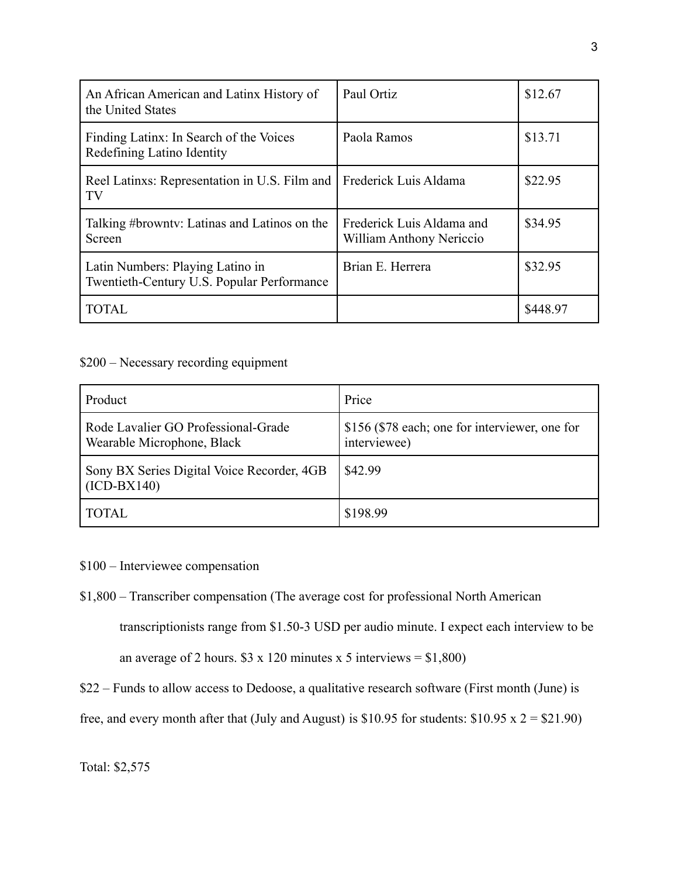| | | |
|---|---|---|
| An African American and Latinx History of the United States | Paul Ortiz | $12.67 |
| Finding Latinx: In Search of the Voices Redefining Latino Identity | Paola Ramos | $13.71 |
| Reel Latinxs: Representation in U.S. Film and TV | Frederick Luis Aldama | $22.95 |
| Talking #browntv: Latinas and Latinos on the Screen | Frederick Luis Aldama and William Anthony Nericcio | $34.95 |
| Latin Numbers: Playing Latino in Twentieth-Century U.S. Popular Performance | Brian E. Herrera | $32.95 |
| TOTAL | | $448.97 |

$200 – Necessary recording equipment

| Product | Price |
|---|---|
| Rode Lavalier GO Professional-Grade Wearable Microphone, Black | $156 ($78 each; one for interviewer, one for interviewee) |
| Sony BX Series Digital Voice Recorder, 4GB (ICD-BX140) | $42.99 |
| TOTAL | $198.99 |

$100 – Interviewee compensation

$1,800 – Transcriber compensation (The average cost for professional North American transcriptionists range from $1.50-3 USD per audio minute. I expect each interview to be an average of 2 hours. $3 x 120 minutes x 5 interviews = $1,800)

$22 – Funds to allow access to Dedoose, a qualitative research software (First month (June) is free, and every month after that (July and August) is $10.95 for students: $10.95 x 2 = $21.90)

Total: $2,575